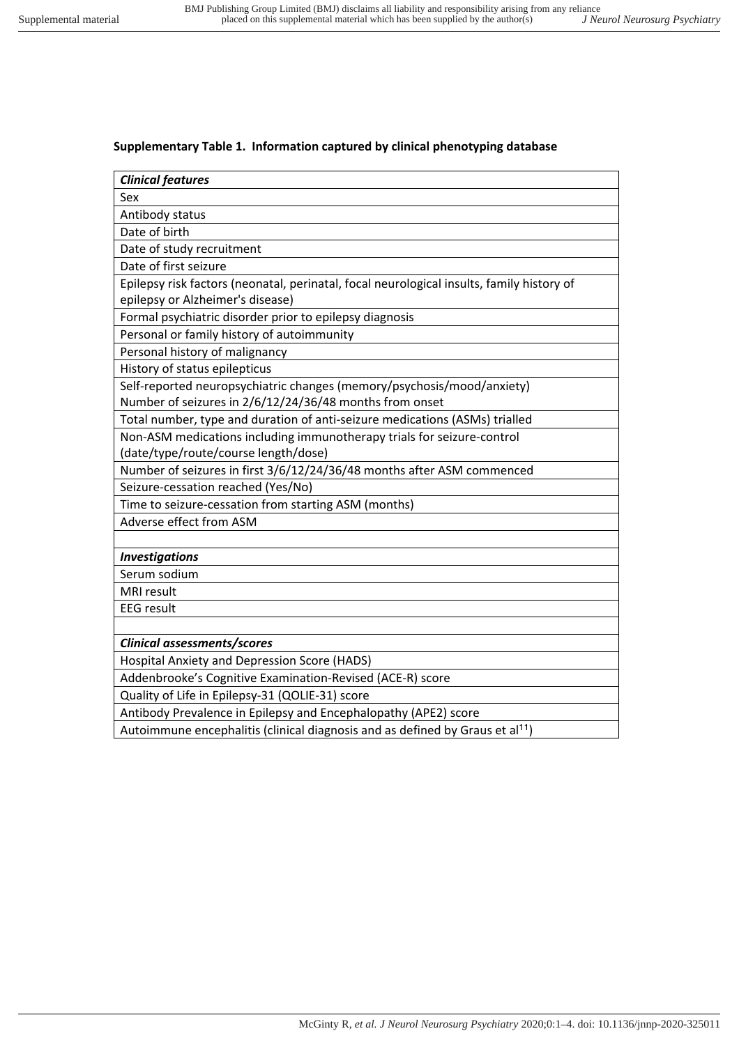**Supplementary Table 1. Information captured by clinical phenotyping database**

| ***Clinical features*** |
|---|
| Sex |
| Antibody status |
| Date of birth |
| Date of study recruitment |
| Date of first seizure |
| Epilepsy risk factors (neonatal, perinatal, focal neurological insults, family history of epilepsy or Alzheimer's disease) |
| Formal psychiatric disorder prior to epilepsy diagnosis |
| Personal or family history of autoimmunity |
| Personal history of malignancy |
| History of status epilepticus |
| Self-reported neuropsychiatric changes (memory/psychosis/mood/anxiety) Number of seizures in 2/6/12/24/36/48 months from onset |
| Total number, type and duration of anti-seizure medications (ASMs) trialled |
| Non-ASM medications including immunotherapy trials for seizure-control (date/type/route/course length/dose) |
| Number of seizures in first 3/6/12/24/36/48 months after ASM commenced |
| Seizure-cessation reached (Yes/No) |
| Time to seizure-cessation from starting ASM (months) |
| Adverse effect from ASM |
| |
| ***Investigations*** |
| Serum sodium |
| MRI result |
| EEG result |
| |
| ***Clinical assessments/scores*** |
| Hospital Anxiety and Depression Score (HADS) |
| Addenbrooke's Cognitive Examination-Revised (ACE-R) score |
| Quality of Life in Epilepsy-31 (QOLIE-31) score |
| Antibody Prevalence in Epilepsy and Encephalopathy (APE2) score |
| Autoimmune encephalitis (clinical diagnosis and as defined by Graus et al[11]) |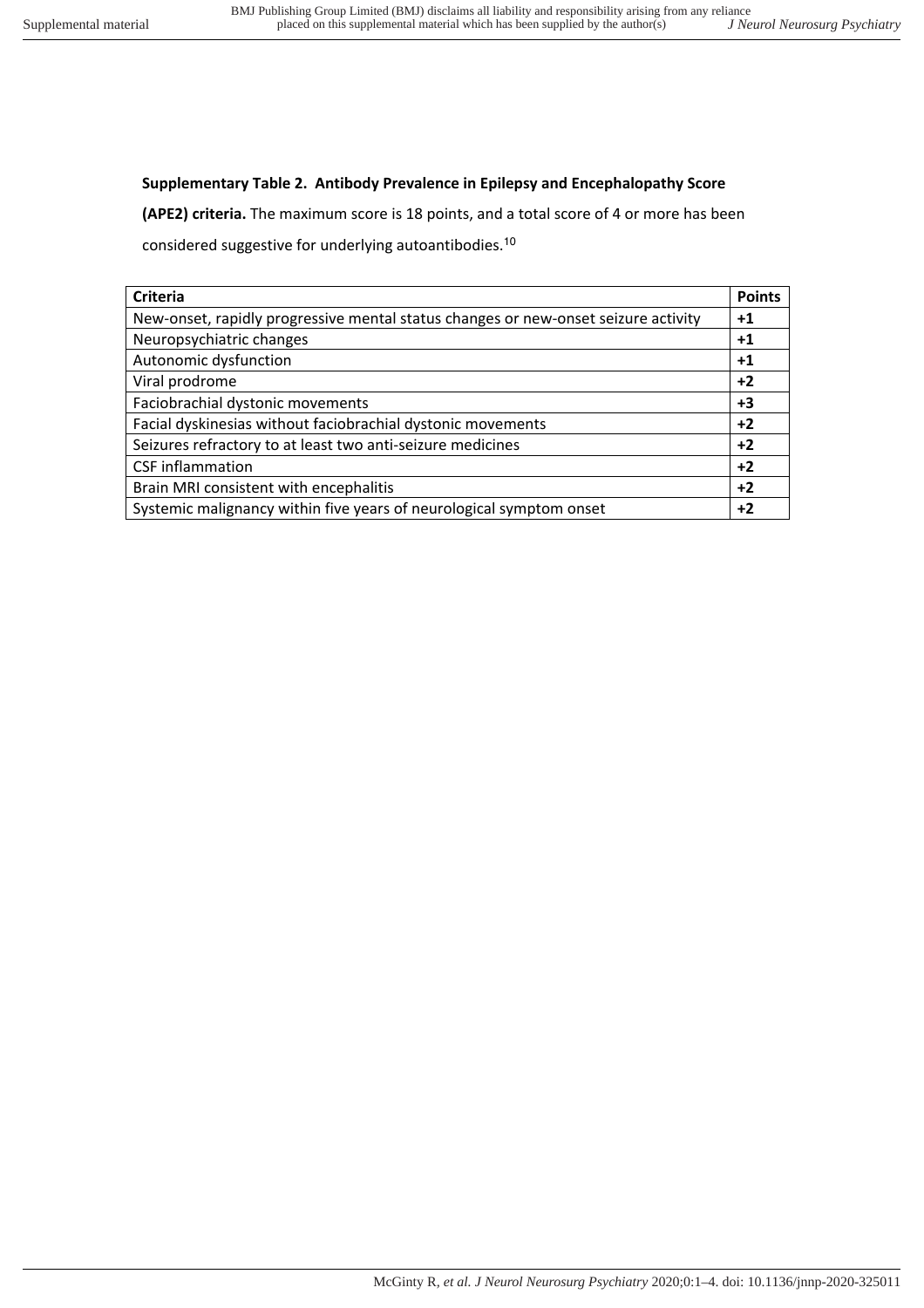**Supplementary Table 2. Antibody Prevalence in Epilepsy and Encephalopathy Score (APE2) criteria.** The maximum score is 18 points, and a total score of 4 or more has been considered suggestive for underlying autoantibodies.[10]

| Criteria | Points |
| --- | --- |
| New-onset, rapidly progressive mental status changes or new-onset seizure activity | **+1** |
| Neuropsychiatric changes | **+1** |
| Autonomic dysfunction | **+1** |
| Viral prodrome | **+2** |
| Faciobrachial dystonic movements | **+3** |
| Facial dyskinesias without faciobrachial dystonic movements | **+2** |
| Seizures refractory to at least two anti-seizure medicines | **+2** |
| CSF inflammation | **+2** |
| Brain MRI consistent with encephalitis | **+2** |
| Systemic malignancy within five years of neurological symptom onset | **+2** |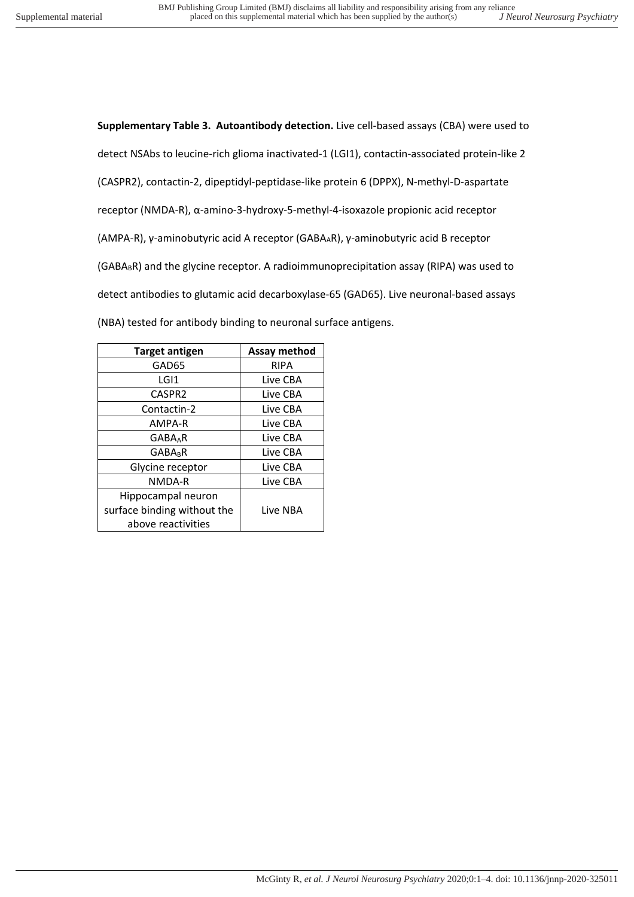**Supplementary Table 3. Autoantibody detection.** Live cell-based assays (CBA) were used to detect NSAbs to leucine-rich glioma inactivated-1 (LGI1), contactin-associated protein-like 2 (CASPR2), contactin-2, dipeptidyl-peptidase-like protein 6 (DPPX), N-methyl-D-aspartate receptor (NMDA-R), α-amino-3-hydroxy-5-methyl-4-isoxazole propionic acid receptor (AMPA-R), γ-aminobutyric acid A receptor ($GABA_AR$), γ-aminobutyric acid B receptor ($GABA_BR$) and the glycine receptor. A radioimmunoprecipitation assay (RIPA) was used to detect antibodies to glutamic acid decarboxylase-65 (GAD65). Live neuronal-based assays (NBA) tested for antibody binding to neuronal surface antigens.

| Target antigen | Assay method |
|---|---|
| GAD65 | RIPA |
| LGI1 | Live CBA |
| CASPR2 | Live CBA |
| Contactin-2 | Live CBA |
| AMPA-R | Live CBA |
| $GABA_AR$ | Live CBA |
| $GABA_BR$ | Live CBA |
| Glycine receptor | Live CBA |
| NMDA-R | Live CBA |
| Hippocampal neuron surface binding without the above reactivities | Live NBA |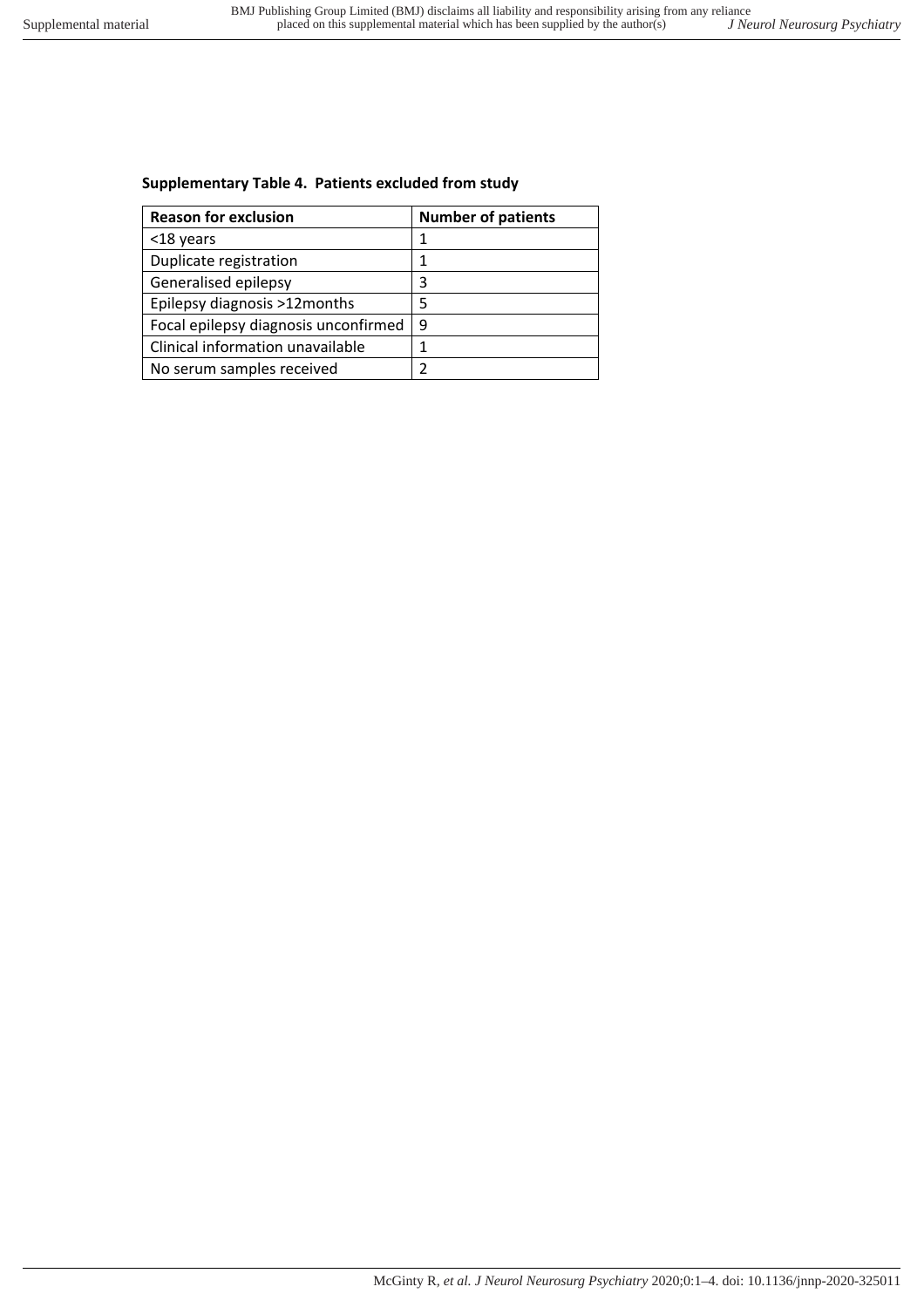**Supplementary Table 4. Patients excluded from study**

| Reason for exclusion | Number of patients |
| --- | --- |
| <18 years | 1 |
| Duplicate registration | 1 |
| Generalised epilepsy | 3 |
| Epilepsy diagnosis >12months | 5 |
| Focal epilepsy diagnosis unconfirmed | 9 |
| Clinical information unavailable | 1 |
| No serum samples received | 2 |